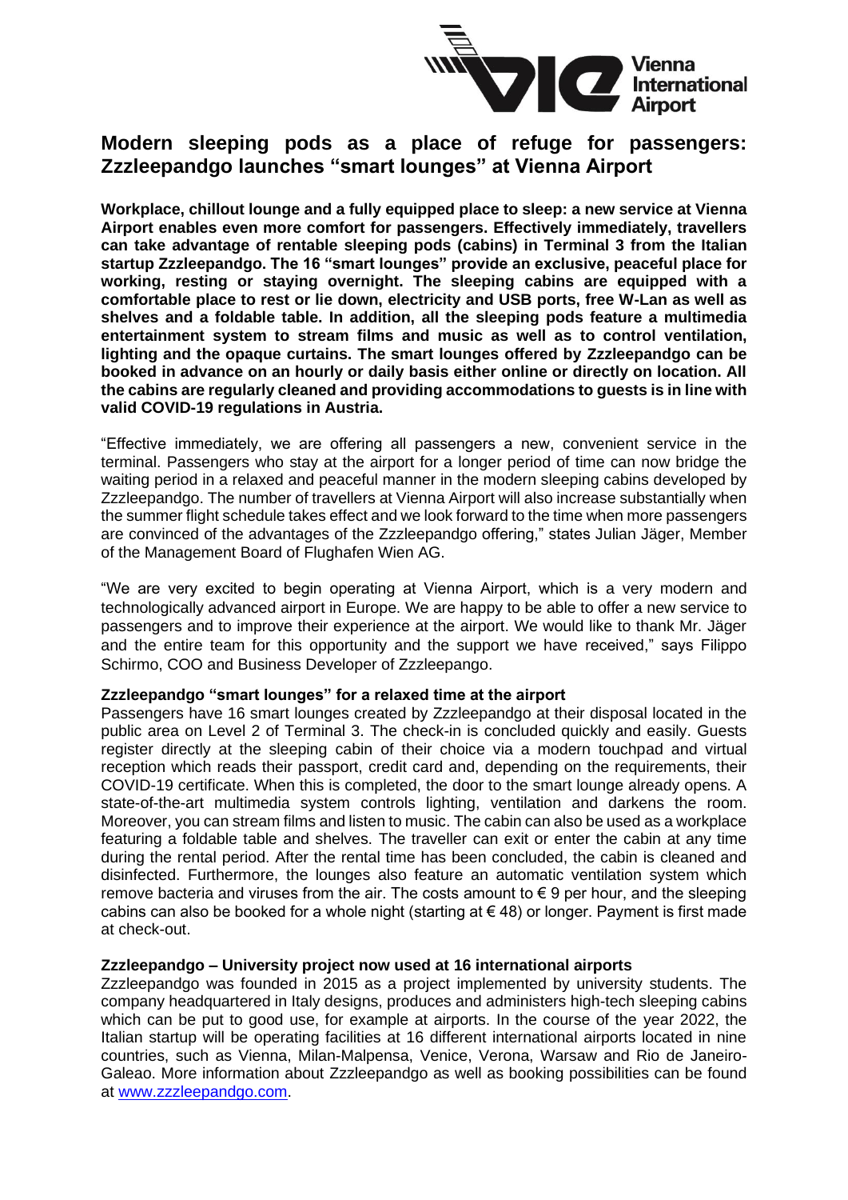# Modern sleeping pods as a place of refuge for passengers: Zzzleepandgo launches "smart lounges" at Vienna Airport

**Workplace, chillout lounge and a fully equipped place to sleep: a new service at Vienna Airport enables even more comfort for passengers. Effectively immediately, travellers can take advantage of rentable sleeping pods (cabins) in Terminal 3 from the Italian startup Zzzleepandgo. The 16 "smart lounges" provide an exclusive, peaceful place for working, resting or staying overnight. The sleeping cabins are equipped with a comfortable place to rest or lie down, electricity and USB ports, free W-Lan as well as shelves and a foldable table. In addition, all the sleeping pods feature a multimedia entertainment system to stream films and music as well as to control ventilation, lighting and the opaque curtains. The smart lounges offered by Zzzleepandgo can be booked in advance on an hourly or daily basis either online or directly on location. All the cabins are regularly cleaned and providing accommodations to guests is in line with valid COVID-19 regulations in Austria.**

"Effective immediately, we are offering all passengers a new, convenient service in the terminal. Passengers who stay at the airport for a longer period of time can now bridge the waiting period in a relaxed and peaceful manner in the modern sleeping cabins developed by Zzzleepandgo. The number of travellers at Vienna Airport will also increase substantially when the summer flight schedule takes effect and we look forward to the time when more passengers are convinced of the advantages of the Zzzleepandgo offering," states Julian Jäger, Member of the Management Board of Flughafen Wien AG.

"We are very excited to begin operating at Vienna Airport, which is a very modern and technologically advanced airport in Europe. We are happy to be able to offer a new service to passengers and to improve their experience at the airport. We would like to thank Mr. Jäger and the entire team for this opportunity and the support we have received," says Filippo Schirmo, COO and Business Developer of Zzzleepango.

### Zzzleepandgo "smart lounges" for a relaxed time at the airport

Passengers have 16 smart lounges created by Zzzleepandgo at their disposal located in the public area on Level 2 of Terminal 3. The check-in is concluded quickly and easily. Guests register directly at the sleeping cabin of their choice via a modern touchpad and virtual reception which reads their passport, credit card and, depending on the requirements, their COVID-19 certificate. When this is completed, the door to the smart lounge already opens. A state-of-the-art multimedia system controls lighting, ventilation and darkens the room. Moreover, you can stream films and listen to music. The cabin can also be used as a workplace featuring a foldable table and shelves. The traveller can exit or enter the cabin at any time during the rental period. After the rental time has been concluded, the cabin is cleaned and disinfected. Furthermore, the lounges also feature an automatic ventilation system which remove bacteria and viruses from the air. The costs amount to € 9 per hour, and the sleeping cabins can also be booked for a whole night (starting at € 48) or longer. Payment is first made at check-out.

### Zzzleepandgo – University project now used at 16 international airports

Zzzleepandgo was founded in 2015 as a project implemented by university students. The company headquartered in Italy designs, produces and administers high-tech sleeping cabins which can be put to good use, for example at airports. In the course of the year 2022, the Italian startup will be operating facilities at 16 different international airports located in nine countries, such as Vienna, Milan-Malpensa, Venice, Verona, Warsaw and Rio de Janeiro-Galeao. More information about Zzzleepandgo as well as booking possibilities can be found at [www.zzzleepandgo.com](www.zzzleepandgo.com).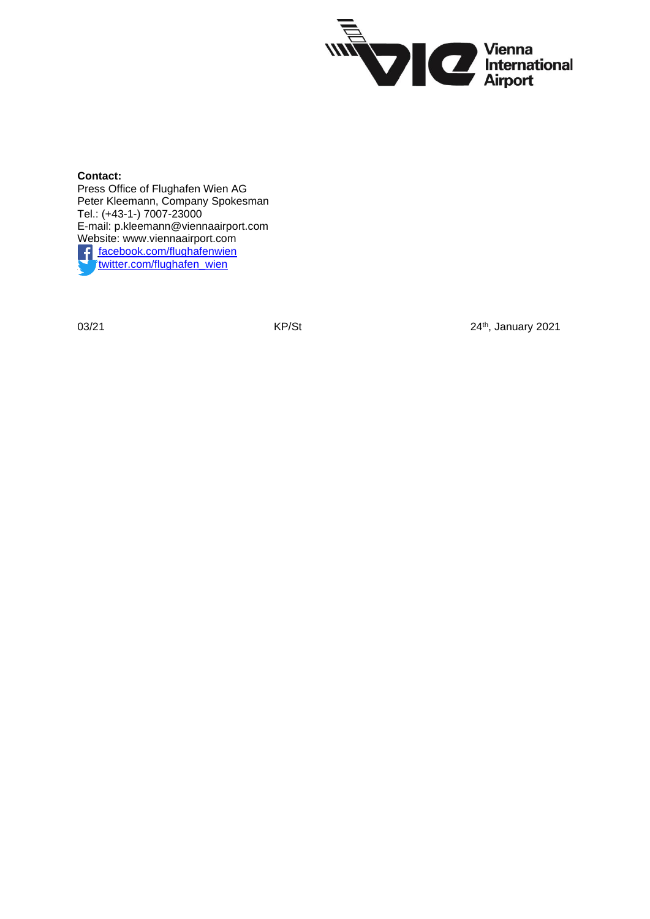**Contact:**
Press Office of Flughafen Wien AG
Peter Kleemann, Company Spokesman
Tel.: (+43-1-) 7007-23000
E-mail: p.kleemann@viennaairport.com
Website: www.viennaairport.com
facebook.com/flughafenwien
twitter.com/flughafen_wien

03/21 KP/St 24th, January 2021